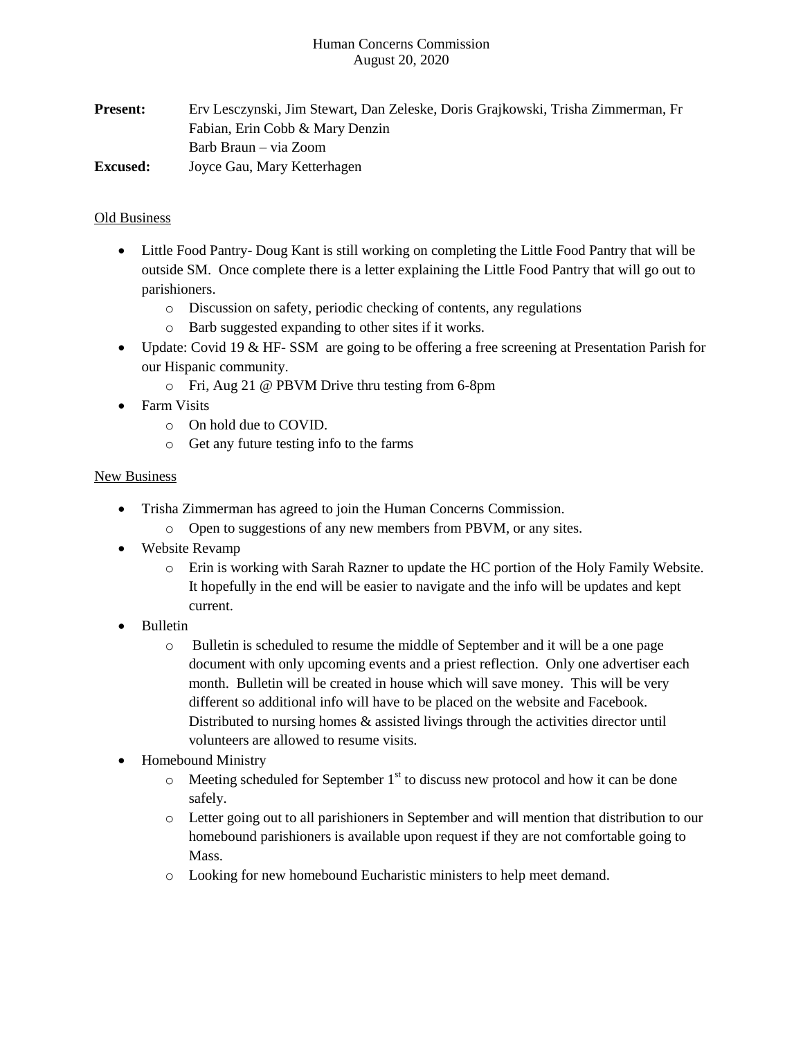Human Concerns Commission
August 20, 2020

**Present:** Erv Lesczynski, Jim Stewart, Dan Zeleske, Doris Grajkowski, Trisha Zimmerman, Fr Fabian, Erin Cobb & Mary Denzin
Barb Braun – via Zoom

**Excused:** Joyce Gau, Mary Ketterhagen

<u>Old Business</u>

- Little Food Pantry- Doug Kant is still working on completing the Little Food Pantry that will be outside SM. Once complete there is a letter explaining the Little Food Pantry that will go out to parishioners.
  - Discussion on safety, periodic checking of contents, any regulations
  - Barb suggested expanding to other sites if it works.
- Update: Covid 19 & HF- SSM are going to be offering a free screening at Presentation Parish for our Hispanic community.
  - Fri, Aug 21 @ PBVM Drive thru testing from 6-8pm
- Farm Visits
  - On hold due to COVID.
  - Get any future testing info to the farms

<u>New Business</u>

- Trisha Zimmerman has agreed to join the Human Concerns Commission.
  - Open to suggestions of any new members from PBVM, or any sites.
- Website Revamp
  - Erin is working with Sarah Razner to update the HC portion of the Holy Family Website. It hopefully in the end will be easier to navigate and the info will be updates and kept current.
- Bulletin
  - Bulletin is scheduled to resume the middle of September and it will be a one page document with only upcoming events and a priest reflection. Only one advertiser each month. Bulletin will be created in house which will save money. This will be very different so additional info will have to be placed on the website and Facebook. Distributed to nursing homes & assisted livings through the activities director until volunteers are allowed to resume visits.
- Homebound Ministry
  - Meeting scheduled for September 1st to discuss new protocol and how it can be done safely.
  - Letter going out to all parishioners in September and will mention that distribution to our homebound parishioners is available upon request if they are not comfortable going to Mass.
  - Looking for new homebound Eucharistic ministers to help meet demand.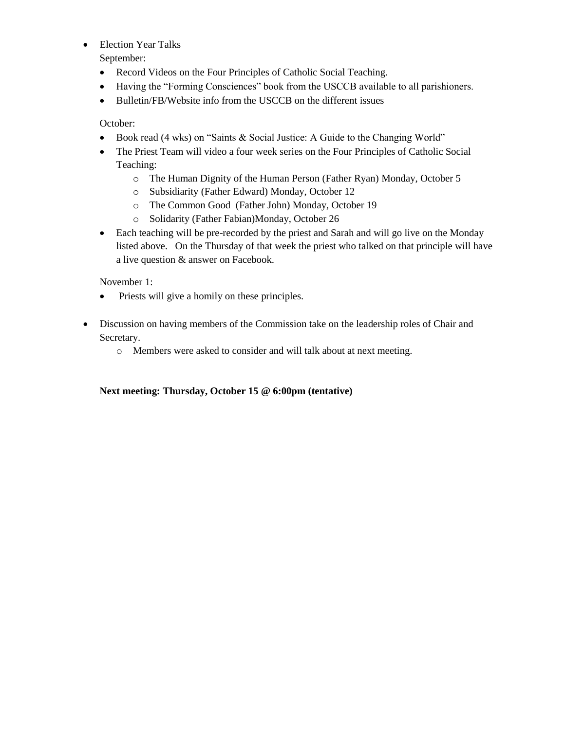- Election Year Talks

  September:

  - Record Videos on the Four Principles of Catholic Social Teaching.
  - Having the "Forming Consciences" book from the USCCB available to all parishioners.
  - Bulletin/FB/Website info from the USCCB on the different issues

  October:

  - Book read (4 wks) on "Saints & Social Justice: A Guide to the Changing World"
  - The Priest Team will video a four week series on the Four Principles of Catholic Social Teaching:
    - The Human Dignity of the Human Person (Father Ryan) Monday, October 5
    - Subsidiarity (Father Edward) Monday, October 12
    - The Common Good (Father John) Monday, October 19
    - Solidarity (Father Fabian)Monday, October 26
  - Each teaching will be pre-recorded by the priest and Sarah and will go live on the Monday listed above. On the Thursday of that week the priest who talked on that principle will have a live question & answer on Facebook.

  November 1:

  - Priests will give a homily on these principles.

- Discussion on having members of the Commission take on the leadership roles of Chair and Secretary.
  - Members were asked to consider and will talk about at next meeting.

**Next meeting: Thursday, October 15 @ 6:00pm (tentative)**